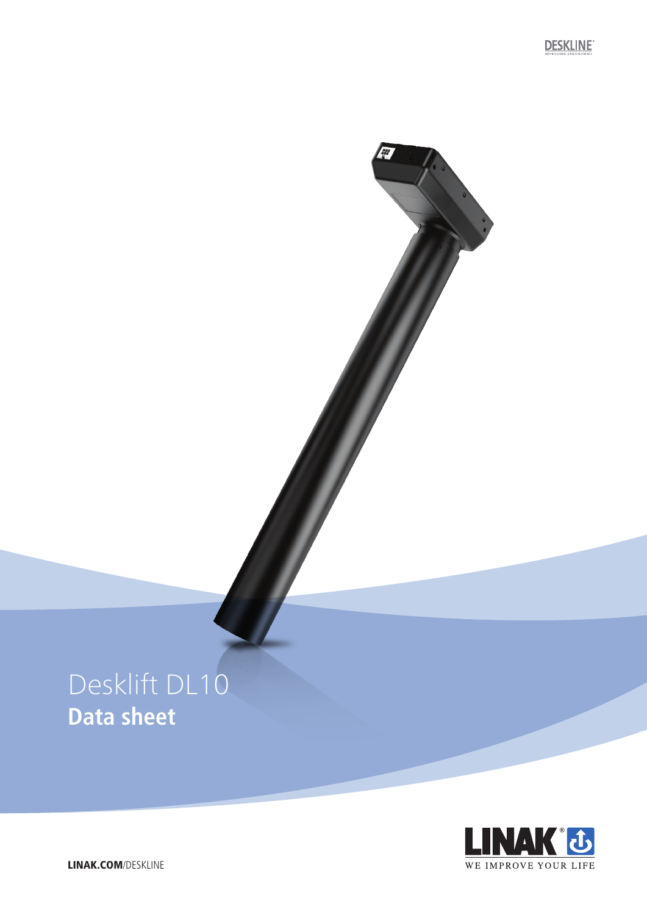DESKLINE
IMPROVING ERGONOMICS

# Desklift DL10

## Data sheet

LINAK®
WE IMPROVE YOUR LIFE

**LINAK.COM**/DESKLINE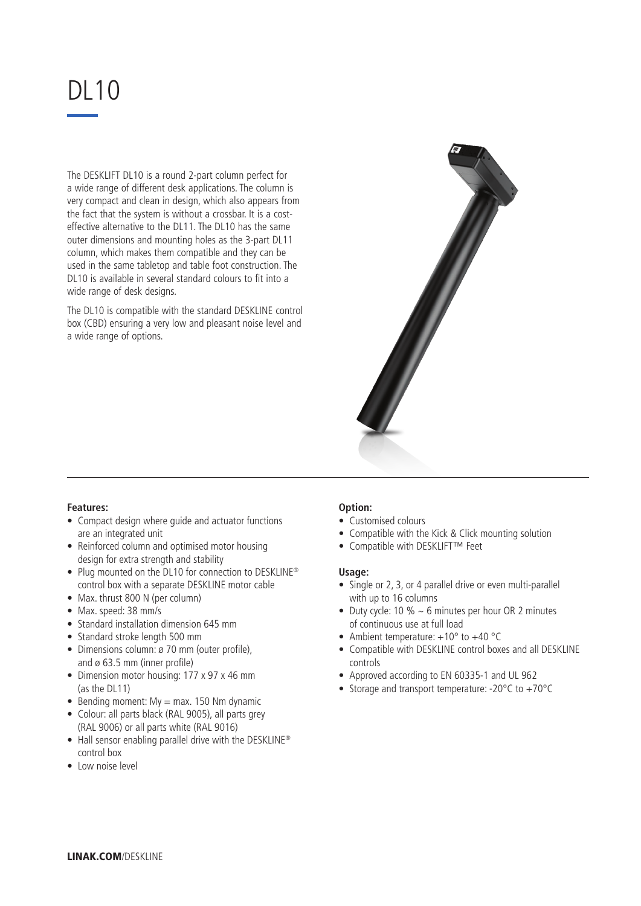# DL10

The DESKLIFT DL10 is a round 2-part column perfect for a wide range of different desk applications. The column is very compact and clean in design, which also appears from the fact that the system is without a crossbar. It is a cost-effective alternative to the DL11. The DL10 has the same outer dimensions and mounting holes as the 3-part DL11 column, which makes them compatible and they can be used in the same tabletop and table foot construction. The DL10 is available in several standard colours to fit into a wide range of desk designs.

The DL10 is compatible with the standard DESKLINE control box (CBD) ensuring a very low and pleasant noise level and a wide range of options.

**Features:**

- Compact design where guide and actuator functions are an integrated unit
- Reinforced column and optimised motor housing design for extra strength and stability
- Plug mounted on the DL10 for connection to DESKLINE® control box with a separate DESKLINE motor cable
- Max. thrust 800 N (per column)
- Max. speed: 38 mm/s
- Standard installation dimension 645 mm
- Standard stroke length 500 mm
- Dimensions column: ø 70 mm (outer profile), and ø 63.5 mm (inner profile)
- Dimension motor housing: 177 x 97 x 46 mm (as the DL11)
- Bending moment: My = max. 150 Nm dynamic
- Colour: all parts black (RAL 9005), all parts grey (RAL 9006) or all parts white (RAL 9016)
- Hall sensor enabling parallel drive with the DESKLINE® control box
- Low noise level

**Option:**

- Customised colours
- Compatible with the Kick & Click mounting solution
- Compatible with DESKLIFT™ Feet

**Usage:**

- Single or 2, 3, or 4 parallel drive or even multi-parallel with up to 16 columns
- Duty cycle: 10 % ~ 6 minutes per hour OR 2 minutes of continuous use at full load
- Ambient temperature: +10° to +40 °C
- Compatible with DESKLINE control boxes and all DESKLINE controls
- Approved according to EN 60335-1 and UL 962
- Storage and transport temperature: -20°C to +70°C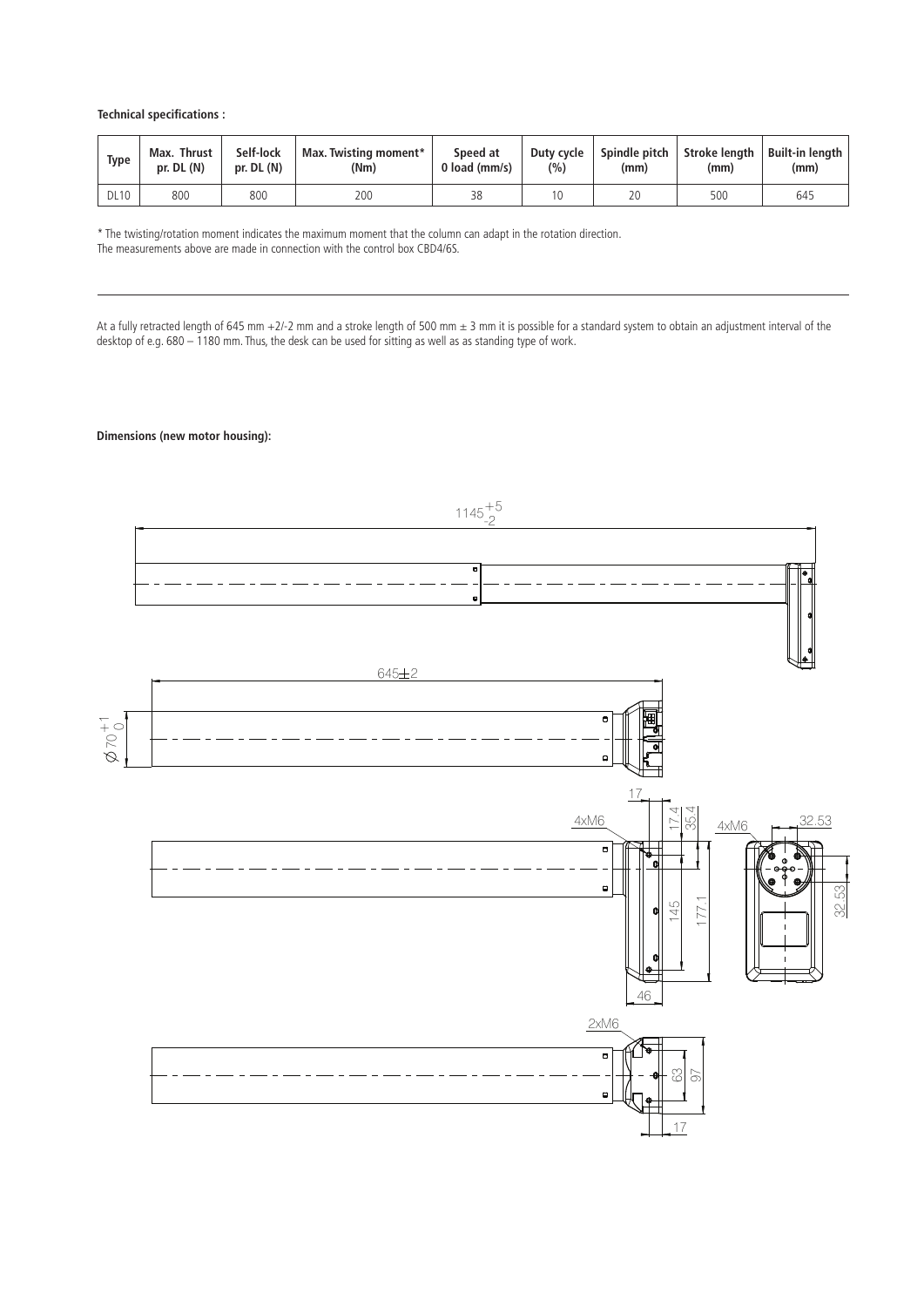**Technical specifications :**

| Type | Max. Thrust pr. DL (N) | Self-lock pr. DL (N) | Max. Twisting moment* (Nm) | Speed at 0 load (mm/s) | Duty cycle (%) | Spindle pitch (mm) | Stroke length (mm) | Built-in length (mm) |
|---|---|---|---|---|---|---|---|---|
| DL10 | 800 | 800 | 200 | 38 | 10 | 20 | 500 | 645 |

* The twisting/rotation moment indicates the maximum moment that the column can adapt in the rotation direction.
The measurements above are made in connection with the control box CBD4/6S.

---

At a fully retracted length of 645 mm +2/-2 mm and a stroke length of 500 mm ± 3 mm it is possible for a standard system to obtain an adjustment interval of the desktop of e.g. 680 – 1180 mm. Thus, the desk can be used for sitting as well as as standing type of work.

**Dimensions (new motor housing):**

$1145^{+5}_{-2}$

$645 \pm 2$

$\varnothing 70^{+1}_{0}$

17 | 17.4 | 35.4 | 4xM6 | 145 | 177.1 | 46 | 4xM6 | 32.53 | 32.53

2xM6 | 63 | 97 | 17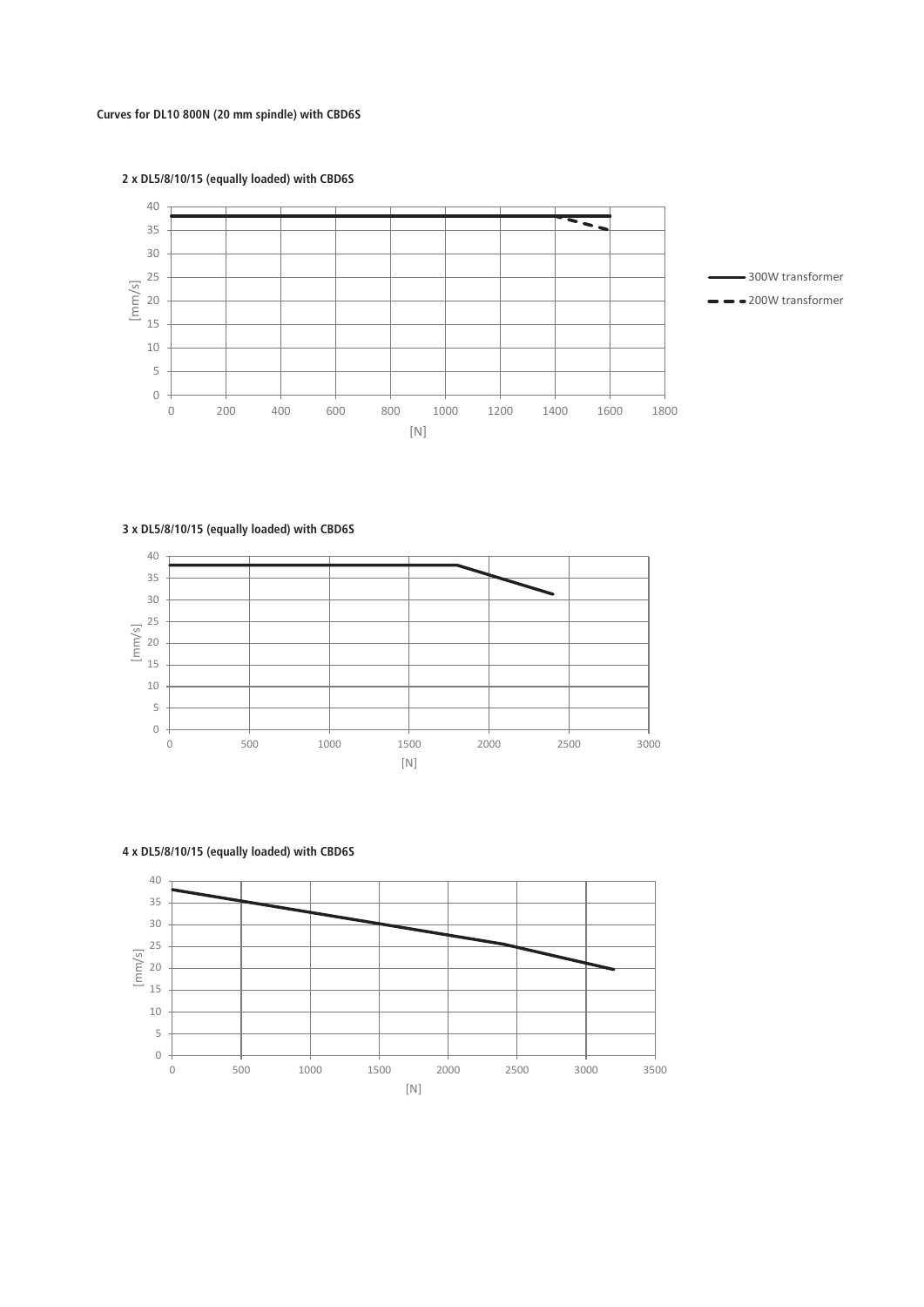**Curves for DL10 800N (20 mm spindle) with CBD6S**

**2 x DL5/8/10/15 (equally loaded) with CBD6S**

[mm/s]

40
35
30
25
20
15
10
5
0

0 200 400 600 800 1000 1200 1400 1600 1800

[N]

300W transformer

200W transformer

**3 x DL5/8/10/15 (equally loaded) with CBD6S**

[mm/s]

40
35
30
25
20
15
10
5
0

0 500 1000 1500 2000 2500 3000

[N]

**4 x DL5/8/10/15 (equally loaded) with CBD6S**

[mm/s]

40
35
30
25
20
15
10
5
0

0 500 1000 1500 2000 2500 3000 3500

[N]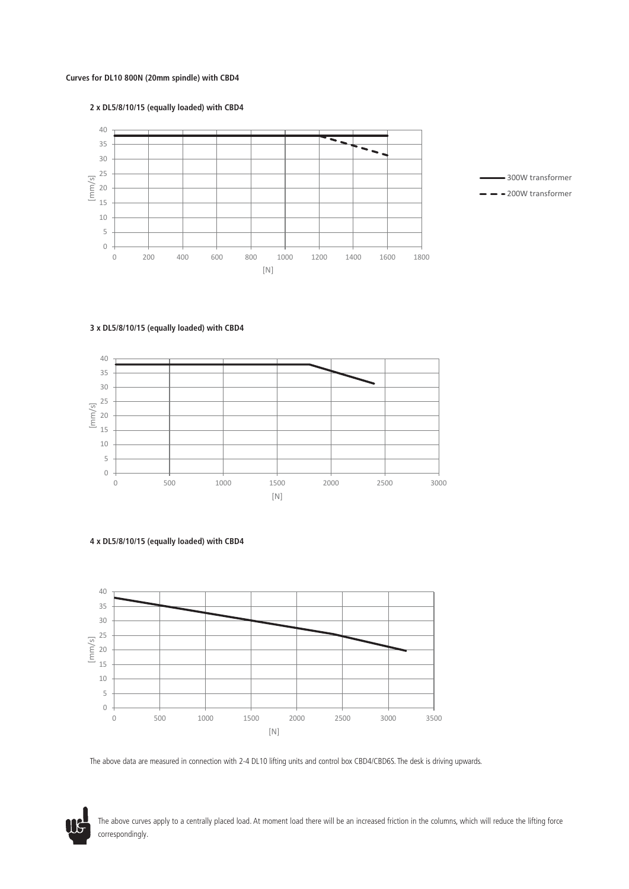**Curves for DL10 800N (20mm spindle) with CBD4**

**2 x DL5/8/10/15 (equally loaded) with CBD4**

**3 x DL5/8/10/15 (equally loaded) with CBD4**

**4 x DL5/8/10/15 (equally loaded) with CBD4**

The above data are measured in connection with 2-4 DL10 lifting units and control box CBD4/CBD6S. The desk is driving upwards.

The above curves apply to a centrally placed load. At moment load there will be an increased friction in the columns, which will reduce the lifting force correspondingly.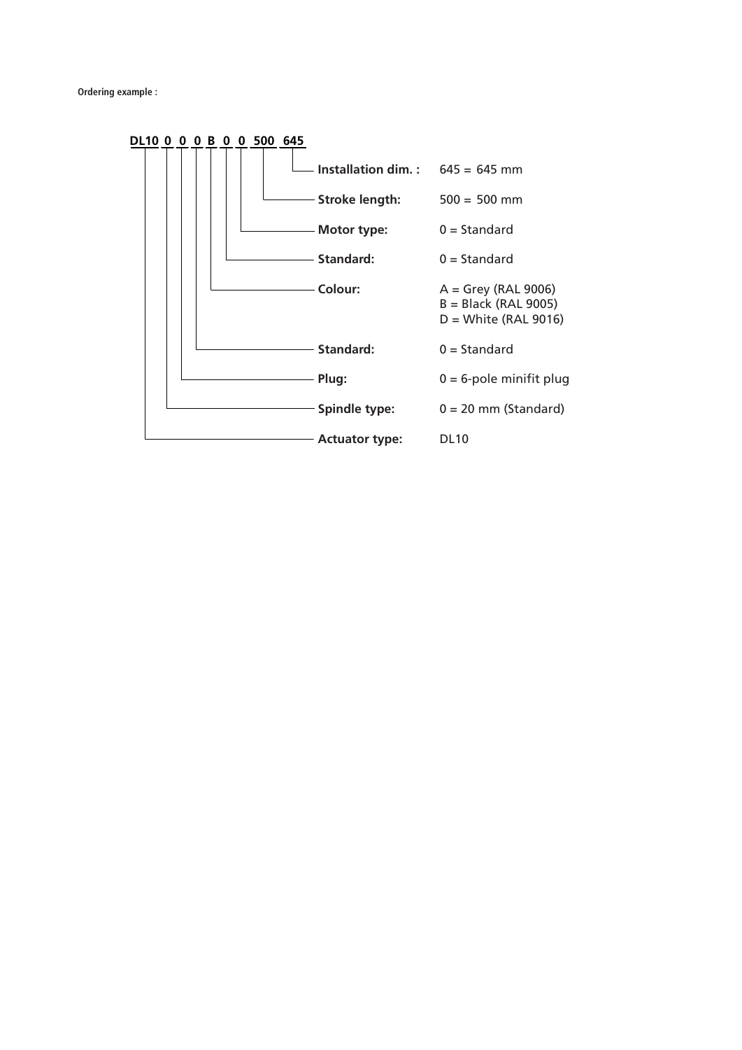**Ordering example :**

**DL10 0 0 0 B 0 0 500 645**

| Position | Value |
|---|---|
| **Installation dim. :** | 645 = 645 mm |
| **Stroke length:** | 500 = 500 mm |
| **Motor type:** | 0 = Standard |
| **Standard:** | 0 = Standard |
| **Colour:** | A = Grey (RAL 9006)<br>B = Black (RAL 9005)<br>D = White (RAL 9016) |
| **Standard:** | 0 = Standard |
| **Plug:** | 0 = 6-pole minifit plug |
| **Spindle type:** | 0 = 20 mm (Standard) |
| **Actuator type:** | DL10 |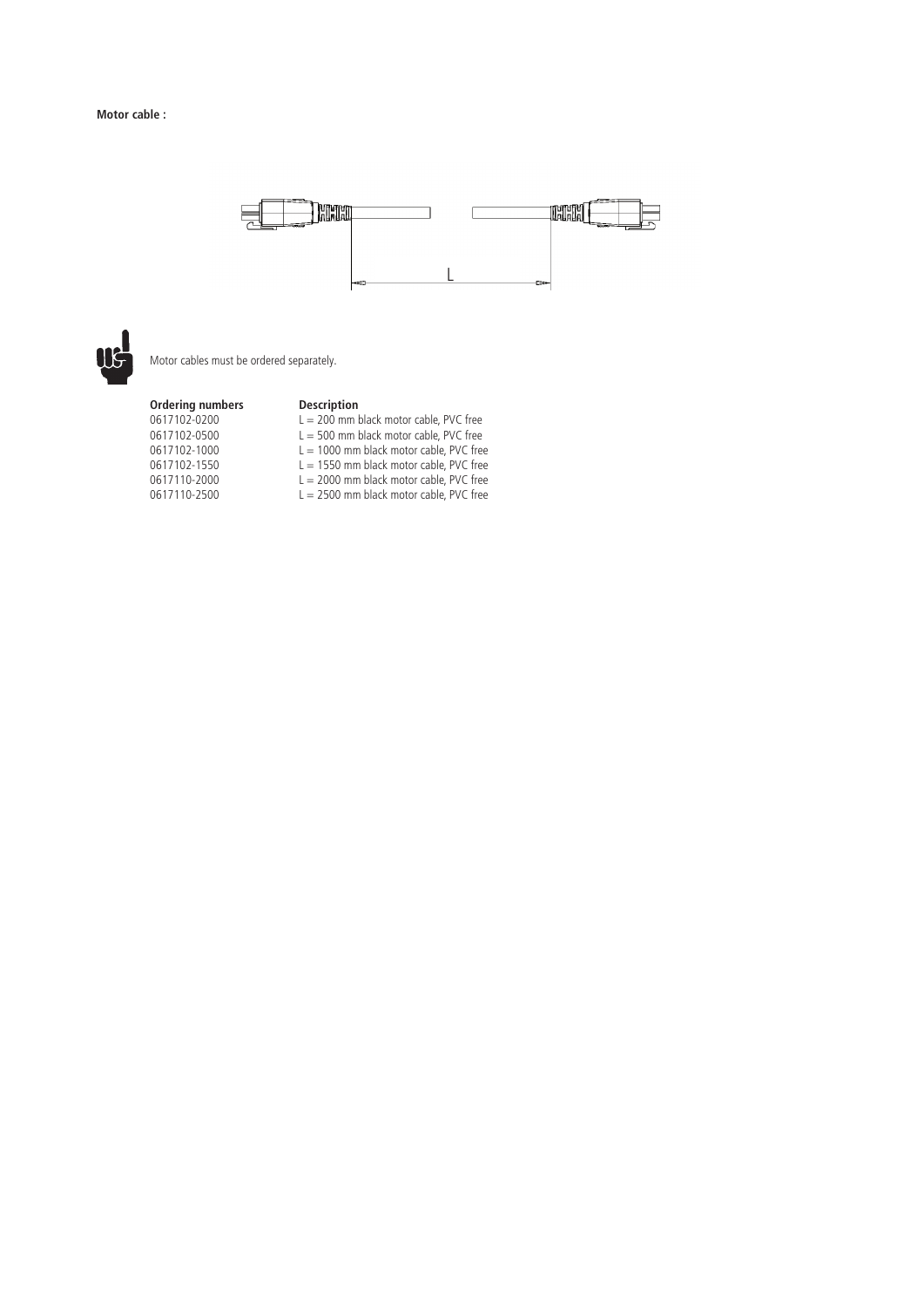**Motor cable :**

L

Motor cables must be ordered separately.

| Ordering numbers | Description |
| --- | --- |
| 0617102-0200 | L = 200 mm black motor cable, PVC free |
| 0617102-0500 | L = 500 mm black motor cable, PVC free |
| 0617102-1000 | L = 1000 mm black motor cable, PVC free |
| 0617102-1550 | L = 1550 mm black motor cable, PVC free |
| 0617110-2000 | L = 2000 mm black motor cable, PVC free |
| 0617110-2500 | L = 2500 mm black motor cable, PVC free |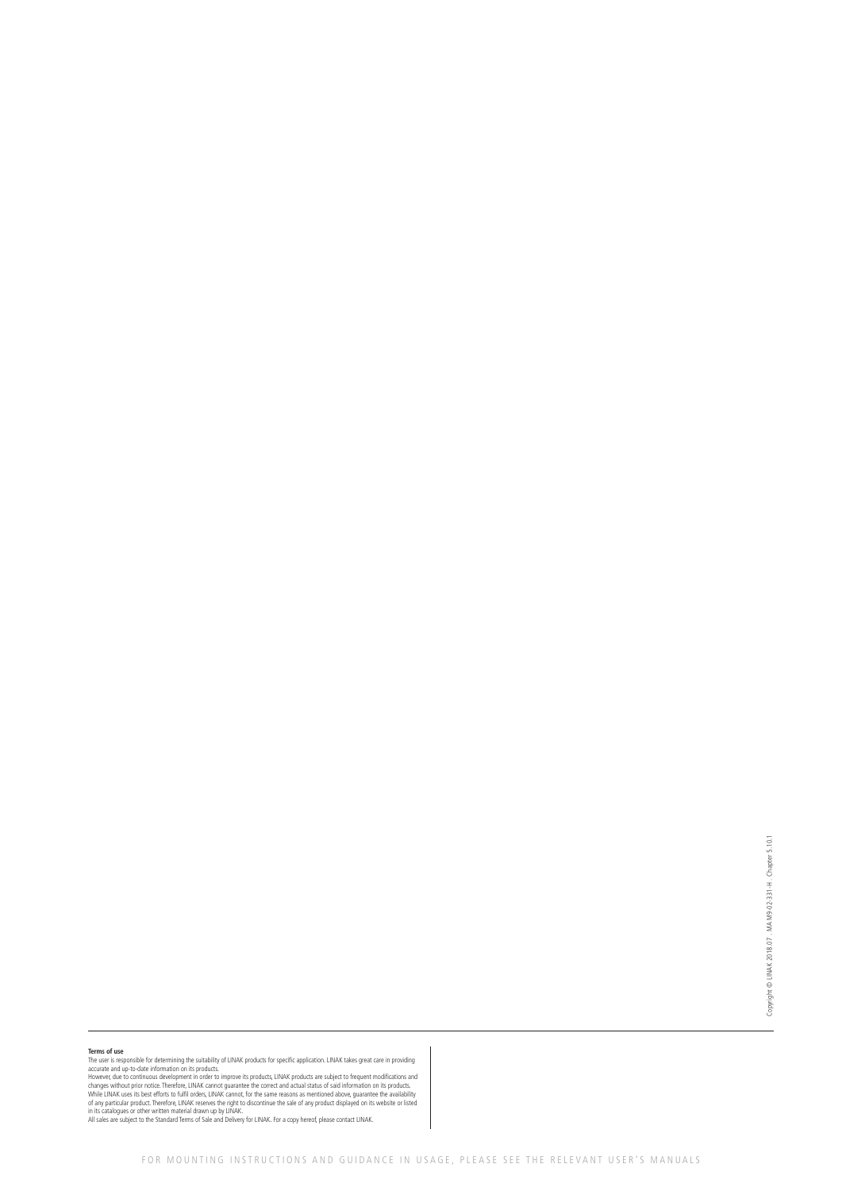**Terms of use**

The user is responsible for determining the suitability of LINAK products for specific application. LINAK takes great care in providing accurate and up-to-date information on its products.

However, due to continuous development in order to improve its products, LINAK products are subject to frequent modifications and changes without prior notice. Therefore, LINAK cannot guarantee the correct and actual status of said information on its products.

While LINAK uses its best efforts to fulfil orders, LINAK cannot, for the same reasons as mentioned above, guarantee the availability of any particular product. Therefore, LINAK reserves the right to discontinue the sale of any product displayed on its website or listed in its catalogues or other written material drawn up by LINAK.

All sales are subject to the Standard Terms of Sale and Delivery for LINAK. For a copy hereof, please contact LINAK.

Copyright © LINAK 2018.07 . MA-M9-02-331-H . Chapter 5.10.1

FOR MOUNTING INSTRUCTIONS AND GUIDANCE IN USAGE, PLEASE SEE THE RELEVANT USER'S MANUALS